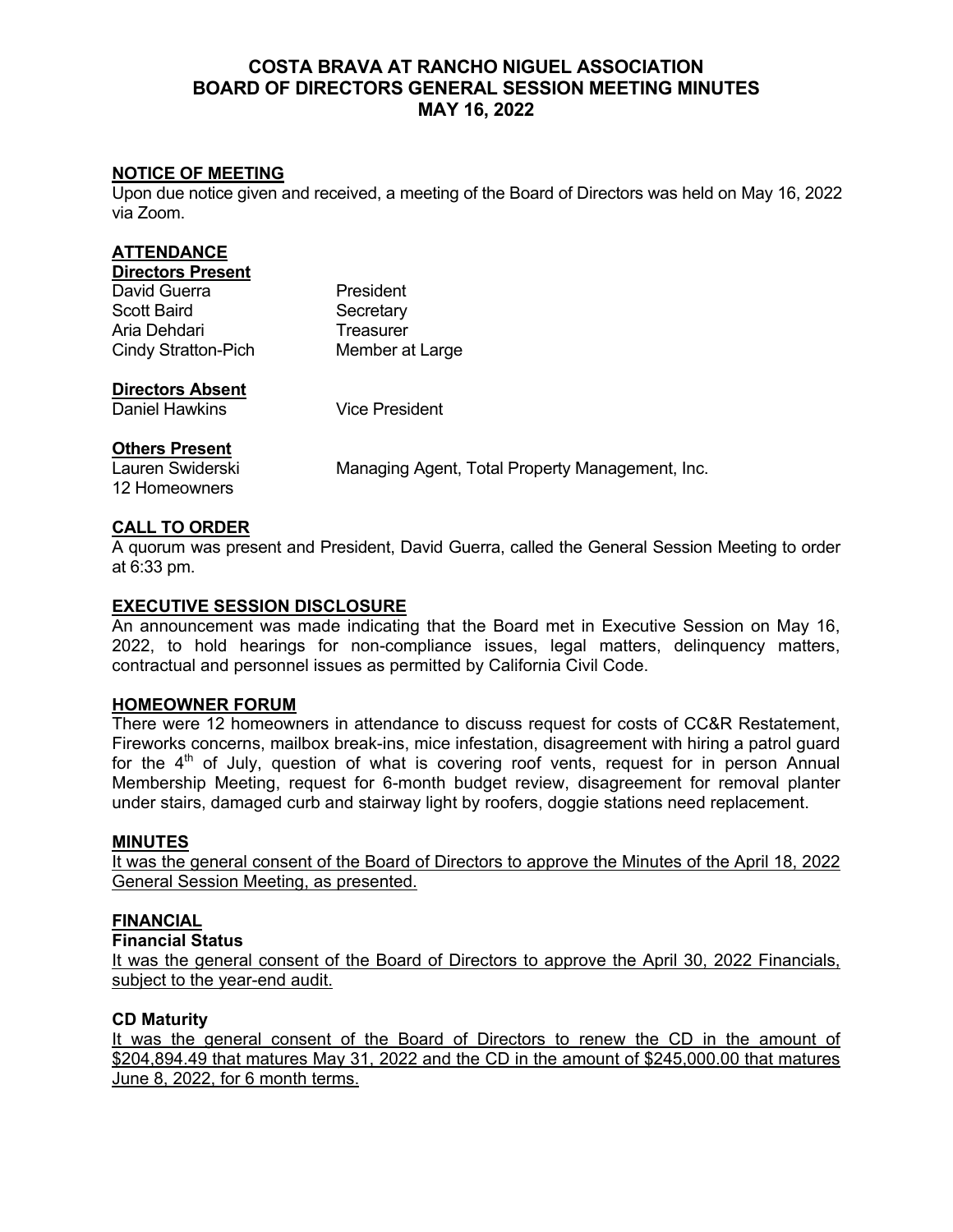# COSTA BRAVA AT RANCHO NIGUEL ASSOCIATION
# BOARD OF DIRECTORS GENERAL SESSION MEETING MINUTES
# MAY 16, 2022

## NOTICE OF MEETING

Upon due notice given and received, a meeting of the Board of Directors was held on May 16, 2022 via Zoom.

## ATTENDANCE

### Directors Present

| | |
|---|---|
| David Guerra | President |
| Scott Baird | Secretary |
| Aria Dehdari | Treasurer |
| Cindy Stratton-Pich | Member at Large |

### Directors Absent

| | |
|---|---|
| Daniel Hawkins | Vice President |

### Others Present

| | |
|---|---|
| Lauren Swiderski | Managing Agent, Total Property Management, Inc. |
| 12 Homeowners | |

## CALL TO ORDER

A quorum was present and President, David Guerra, called the General Session Meeting to order at 6:33 pm.

## EXECUTIVE SESSION DISCLOSURE

An announcement was made indicating that the Board met in Executive Session on May 16, 2022, to hold hearings for non-compliance issues, legal matters, delinquency matters, contractual and personnel issues as permitted by California Civil Code.

## HOMEOWNER FORUM

There were 12 homeowners in attendance to discuss request for costs of CC&R Restatement, Fireworks concerns, mailbox break-ins, mice infestation, disagreement with hiring a patrol guard for the 4th of July, question of what is covering roof vents, request for in person Annual Membership Meeting, request for 6-month budget review, disagreement for removal planter under stairs, damaged curb and stairway light by roofers, doggie stations need replacement.

## MINUTES

<u>It was the general consent of the Board of Directors to approve the Minutes of the April 18, 2022 General Session Meeting, as presented.</u>

## FINANCIAL

### Financial Status

<u>It was the general consent of the Board of Directors to approve the April 30, 2022 Financials, subject to the year-end audit.</u>

### CD Maturity

<u>It was the general consent of the Board of Directors to renew the CD in the amount of $204,894.49 that matures May 31, 2022 and the CD in the amount of $245,000.00 that matures June 8, 2022, for 6 month terms.</u>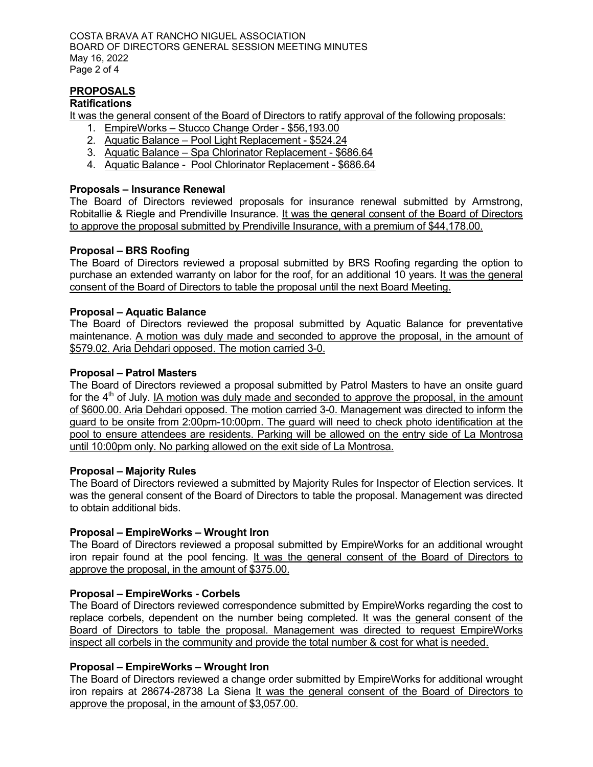## PROPOSALS

### Ratifications

It was the general consent of the Board of Directors to ratify approval of the following proposals:

1. EmpireWorks – Stucco Change Order - $56,193.00
2. Aquatic Balance – Pool Light Replacement - $524.24
3. Aquatic Balance – Spa Chlorinator Replacement - $686.64
4. Aquatic Balance - Pool Chlorinator Replacement - $686.64

### Proposals – Insurance Renewal

The Board of Directors reviewed proposals for insurance renewal submitted by Armstrong, Robitallie & Riegle and Prendiville Insurance. It was the general consent of the Board of Directors to approve the proposal submitted by Prendiville Insurance, with a premium of $44,178.00.

### Proposal – BRS Roofing

The Board of Directors reviewed a proposal submitted by BRS Roofing regarding the option to purchase an extended warranty on labor for the roof, for an additional 10 years. It was the general consent of the Board of Directors to table the proposal until the next Board Meeting.

### Proposal – Aquatic Balance

The Board of Directors reviewed the proposal submitted by Aquatic Balance for preventative maintenance. A motion was duly made and seconded to approve the proposal, in the amount of $579.02. Aria Dehdari opposed. The motion carried 3-0.

### Proposal – Patrol Masters

The Board of Directors reviewed a proposal submitted by Patrol Masters to have an onsite guard for the 4th of July. IA motion was duly made and seconded to approve the proposal, in the amount of $600.00. Aria Dehdari opposed. The motion carried 3-0. Management was directed to inform the guard to be onsite from 2:00pm-10:00pm. The guard will need to check photo identification at the pool to ensure attendees are residents. Parking will be allowed on the entry side of La Montrosa until 10:00pm only. No parking allowed on the exit side of La Montrosa.

### Proposal – Majority Rules

The Board of Directors reviewed a submitted by Majority Rules for Inspector of Election services. It was the general consent of the Board of Directors to table the proposal. Management was directed to obtain additional bids.

### Proposal – EmpireWorks – Wrought Iron

The Board of Directors reviewed a proposal submitted by EmpireWorks for an additional wrought iron repair found at the pool fencing. It was the general consent of the Board of Directors to approve the proposal, in the amount of $375.00.

### Proposal – EmpireWorks - Corbels

The Board of Directors reviewed correspondence submitted by EmpireWorks regarding the cost to replace corbels, dependent on the number being completed. It was the general consent of the Board of Directors to table the proposal. Management was directed to request EmpireWorks inspect all corbels in the community and provide the total number & cost for what is needed.

### Proposal – EmpireWorks – Wrought Iron

The Board of Directors reviewed a change order submitted by EmpireWorks for additional wrought iron repairs at 28674-28738 La Siena It was the general consent of the Board of Directors to approve the proposal, in the amount of $3,057.00.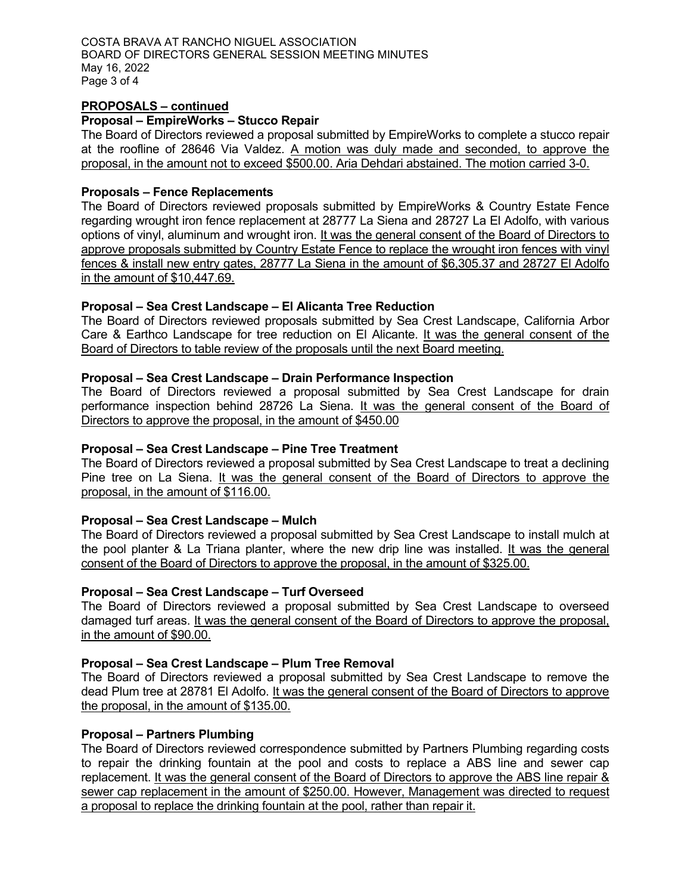**PROPOSALS – continued**

**Proposal – EmpireWorks – Stucco Repair**

The Board of Directors reviewed a proposal submitted by EmpireWorks to complete a stucco repair at the roofline of 28646 Via Valdez. A motion was duly made and seconded, to approve the proposal, in the amount not to exceed $500.00. Aria Dehdari abstained. The motion carried 3-0.

**Proposals – Fence Replacements**

The Board of Directors reviewed proposals submitted by EmpireWorks & Country Estate Fence regarding wrought iron fence replacement at 28777 La Siena and 28727 La El Adolfo, with various options of vinyl, aluminum and wrought iron. It was the general consent of the Board of Directors to approve proposals submitted by Country Estate Fence to replace the wrought iron fences with vinyl fences & install new entry gates, 28777 La Siena in the amount of $6,305.37 and 28727 El Adolfo in the amount of $10,447.69.

**Proposal – Sea Crest Landscape – El Alicanta Tree Reduction**

The Board of Directors reviewed proposals submitted by Sea Crest Landscape, California Arbor Care & Earthco Landscape for tree reduction on El Alicante. It was the general consent of the Board of Directors to table review of the proposals until the next Board meeting.

**Proposal – Sea Crest Landscape – Drain Performance Inspection**

The Board of Directors reviewed a proposal submitted by Sea Crest Landscape for drain performance inspection behind 28726 La Siena. It was the general consent of the Board of Directors to approve the proposal, in the amount of $450.00

**Proposal – Sea Crest Landscape – Pine Tree Treatment**

The Board of Directors reviewed a proposal submitted by Sea Crest Landscape to treat a declining Pine tree on La Siena. It was the general consent of the Board of Directors to approve the proposal, in the amount of $116.00.

**Proposal – Sea Crest Landscape – Mulch**

The Board of Directors reviewed a proposal submitted by Sea Crest Landscape to install mulch at the pool planter & La Triana planter, where the new drip line was installed. It was the general consent of the Board of Directors to approve the proposal, in the amount of $325.00.

**Proposal – Sea Crest Landscape – Turf Overseed**

The Board of Directors reviewed a proposal submitted by Sea Crest Landscape to overseed damaged turf areas. It was the general consent of the Board of Directors to approve the proposal, in the amount of $90.00.

**Proposal – Sea Crest Landscape – Plum Tree Removal**

The Board of Directors reviewed a proposal submitted by Sea Crest Landscape to remove the dead Plum tree at 28781 El Adolfo. It was the general consent of the Board of Directors to approve the proposal, in the amount of $135.00.

**Proposal – Partners Plumbing**

The Board of Directors reviewed correspondence submitted by Partners Plumbing regarding costs to repair the drinking fountain at the pool and costs to replace a ABS line and sewer cap replacement. It was the general consent of the Board of Directors to approve the ABS line repair & sewer cap replacement in the amount of $250.00. However, Management was directed to request a proposal to replace the drinking fountain at the pool, rather than repair it.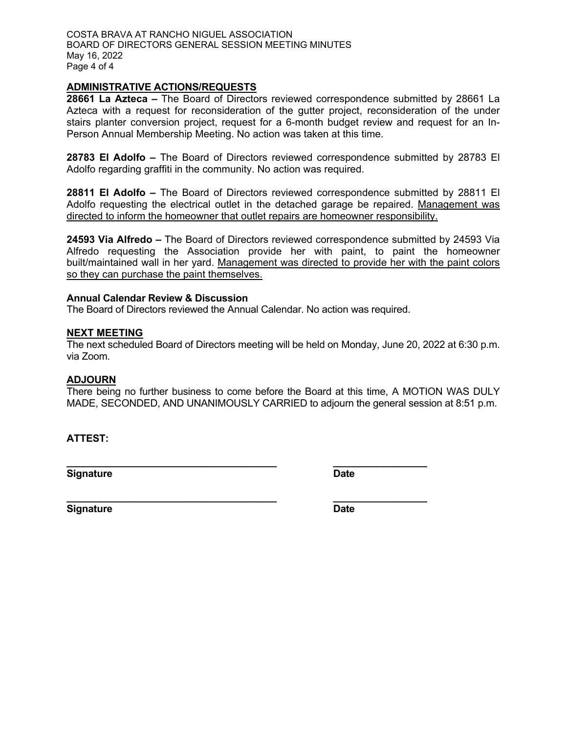## ADMINISTRATIVE ACTIONS/REQUESTS

**28661 La Azteca –** The Board of Directors reviewed correspondence submitted by 28661 La Azteca with a request for reconsideration of the gutter project, reconsideration of the under stairs planter conversion project, request for a 6-month budget review and request for an In-Person Annual Membership Meeting. No action was taken at this time.

**28783 El Adolfo –** The Board of Directors reviewed correspondence submitted by 28783 El Adolfo regarding graffiti in the community. No action was required.

**28811 El Adolfo –** The Board of Directors reviewed correspondence submitted by 28811 El Adolfo requesting the electrical outlet in the detached garage be repaired. <u>Management was directed to inform the homeowner that outlet repairs are homeowner responsibility.</u>

**24593 Via Alfredo –** The Board of Directors reviewed correspondence submitted by 24593 Via Alfredo requesting the Association provide her with paint, to paint the homeowner built/maintained wall in her yard. <u>Management was directed to provide her with the paint colors so they can purchase the paint themselves.</u>

### Annual Calendar Review & Discussion

The Board of Directors reviewed the Annual Calendar. No action was required.

## NEXT MEETING

The next scheduled Board of Directors meeting will be held on Monday, June 20, 2022 at 6:30 p.m. via Zoom.

## ADJOURN

There being no further business to come before the Board at this time, A MOTION WAS DULY MADE, SECONDED, AND UNANIMOUSLY CARRIED to adjourn the general session at 8:51 p.m.

**ATTEST:**

______________________________________ ________________
**Signature** **Date**

______________________________________ ________________
**Signature** **Date**